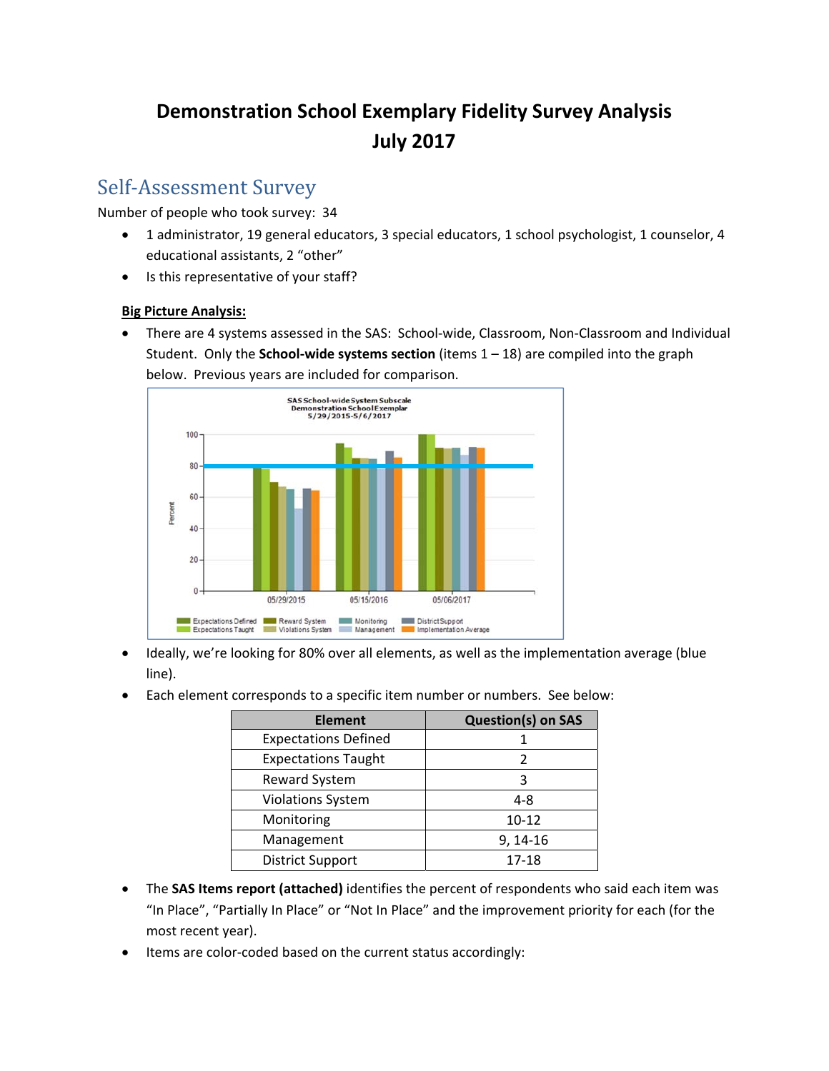# Demonstration School Exemplary Fidelity Survey Analysis
# July 2017

## Self-Assessment Survey

Number of people who took survey: 34

- 1 administrator, 19 general educators, 3 special educators, 1 school psychologist, 1 counselor, 4 educational assistants, 2 "other"
- Is this representative of your staff?

**Big Picture Analysis:**

- There are 4 systems assessed in the SAS: School-wide, Classroom, Non-Classroom and Individual Student. Only the **School-wide systems section** (items 1 – 18) are compiled into the graph below. Previous years are included for comparison.

SAS School-wide System Subscale
Demonstration School Exemplar
5/29/2015-5/6/2017

- Ideally, we're looking for 80% over all elements, as well as the implementation average (blue line).
- Each element corresponds to a specific item number or numbers. See below:

| Element | Question(s) on SAS |
|---|---|
| Expectations Defined | 1 |
| Expectations Taught | 2 |
| Reward System | 3 |
| Violations System | 4-8 |
| Monitoring | 10-12 |
| Management | 9, 14-16 |
| District Support | 17-18 |

- The **SAS Items report (attached)** identifies the percent of respondents who said each item was "In Place", "Partially In Place" or "Not In Place" and the improvement priority for each (for the most recent year).
- Items are color-coded based on the current status accordingly: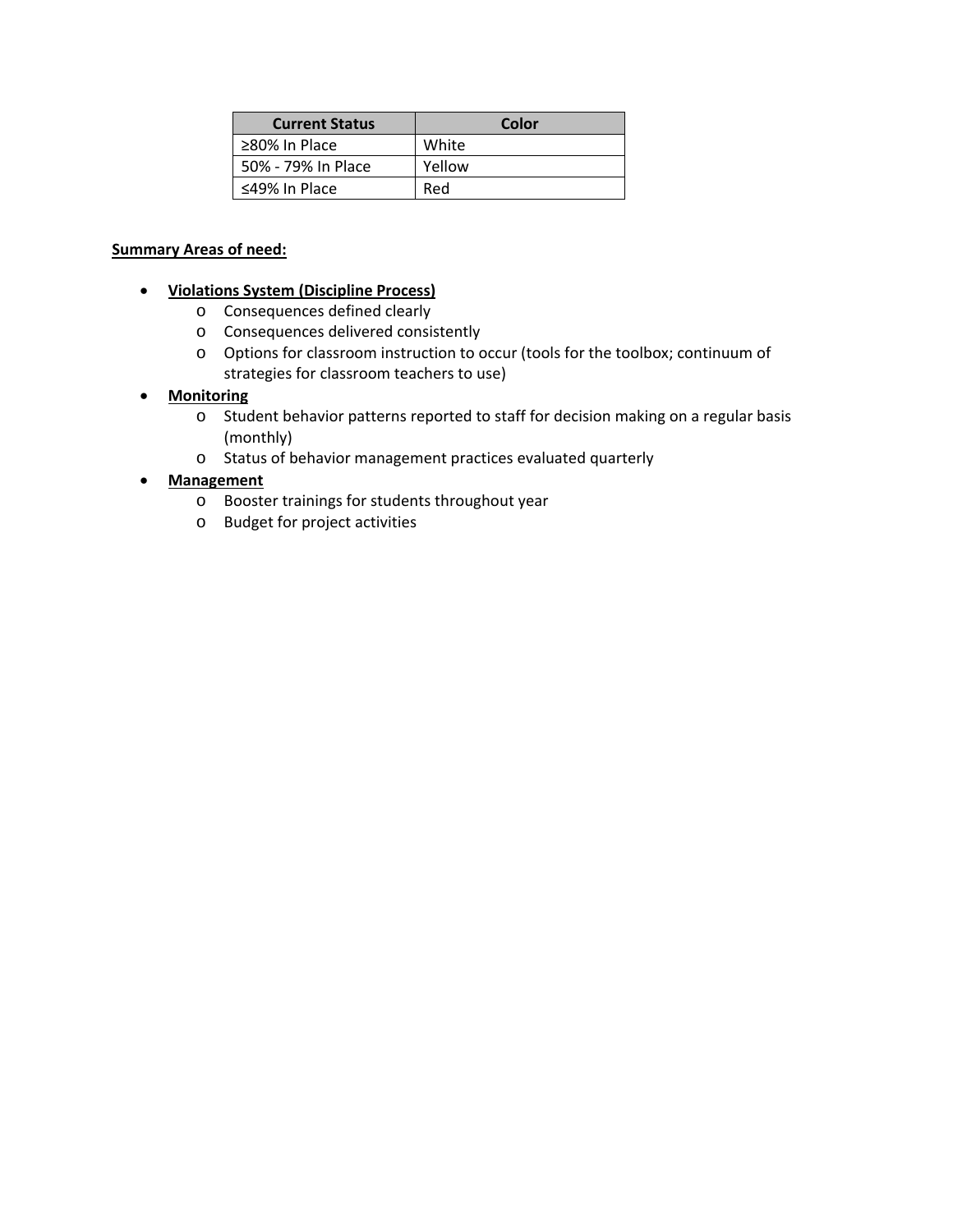| Current Status | Color |
| --- | --- |
| ≥80% In Place | White |
| 50% - 79% In Place | Yellow |
| ≤49% In Place | Red |

**Summary Areas of need:**

- **Violations System (Discipline Process)**
  - Consequences defined clearly
  - Consequences delivered consistently
  - Options for classroom instruction to occur (tools for the toolbox; continuum of strategies for classroom teachers to use)
- **Monitoring**
  - Student behavior patterns reported to staff for decision making on a regular basis (monthly)
  - Status of behavior management practices evaluated quarterly
- **Management**
  - Booster trainings for students throughout year
  - Budget for project activities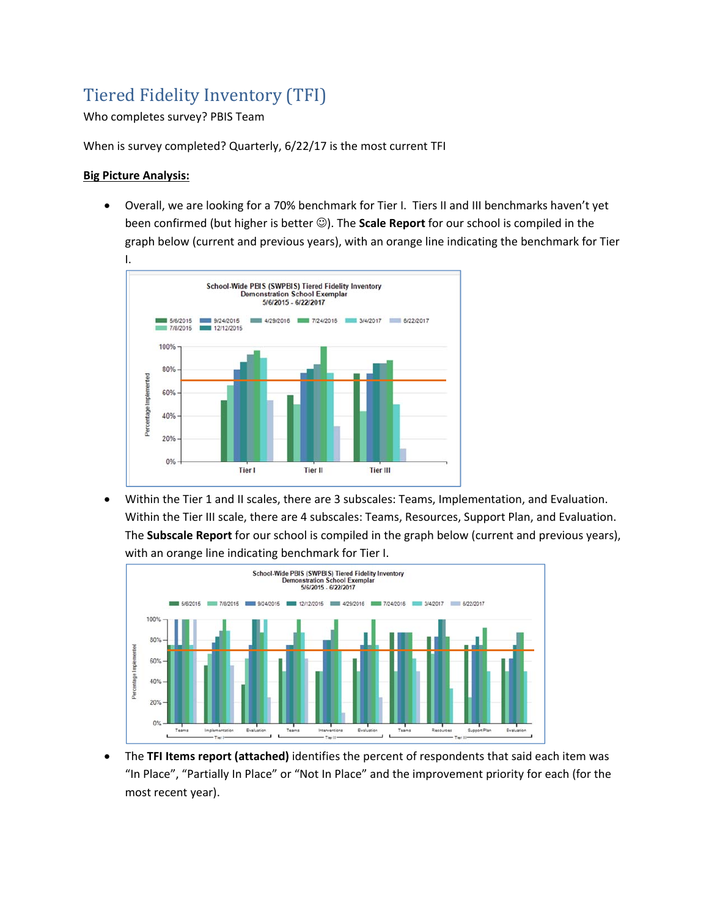# Tiered Fidelity Inventory (TFI)

Who completes survey? PBIS Team

When is survey completed? Quarterly, 6/22/17 is the most current TFI

**Big Picture Analysis:**

- Overall, we are looking for a 70% benchmark for Tier I. Tiers II and III benchmarks haven't yet been confirmed (but higher is better ☺). The **Scale Report** for our school is compiled in the graph below (current and previous years), with an orange line indicating the benchmark for Tier I.

- Within the Tier 1 and II scales, there are 3 subscales: Teams, Implementation, and Evaluation. Within the Tier III scale, there are 4 subscales: Teams, Resources, Support Plan, and Evaluation. The **Subscale Report** for our school is compiled in the graph below (current and previous years), with an orange line indicating benchmark for Tier I.

- The **TFI Items report (attached)** identifies the percent of respondents that said each item was "In Place", "Partially In Place" or "Not In Place" and the improvement priority for each (for the most recent year).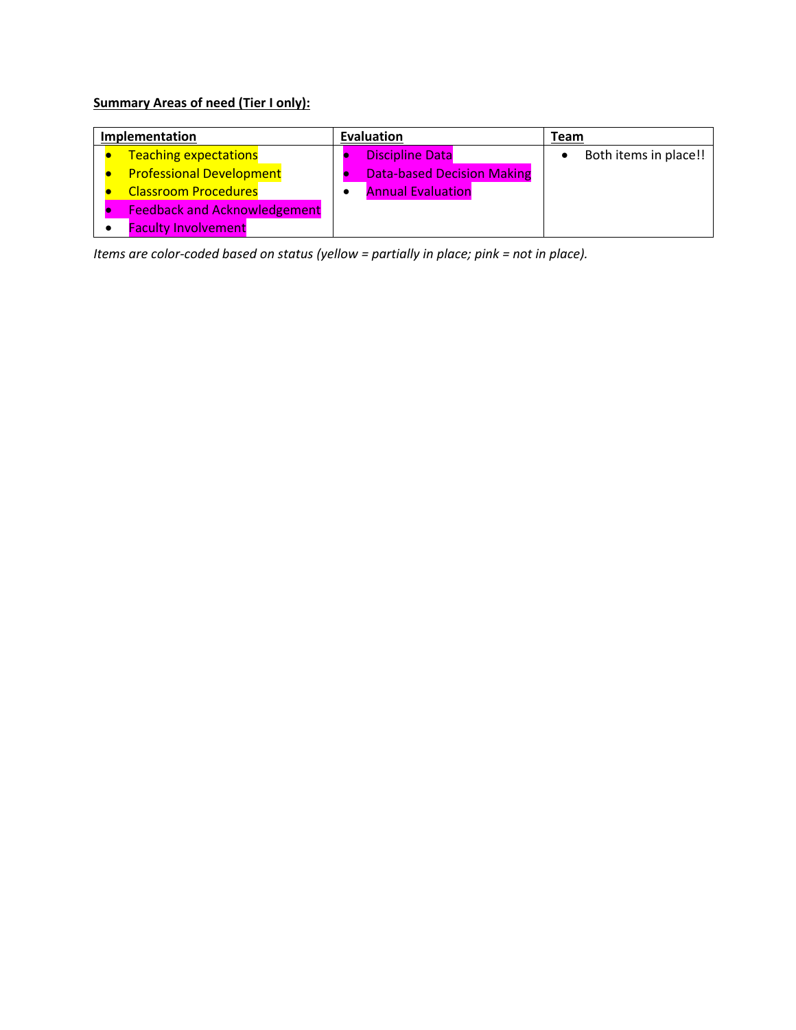**Summary Areas of need (Tier I only):**

| Implementation | Evaluation | Team |
|---|---|---|
| • Teaching expectations<br>• Professional Development<br>• Classroom Procedures<br>• Feedback and Acknowledgement<br>• Faculty Involvement | • Discipline Data<br>• Data-based Decision Making<br>• Annual Evaluation | • Both items in place!! |

*Items are color-coded based on status (yellow = partially in place; pink = not in place).*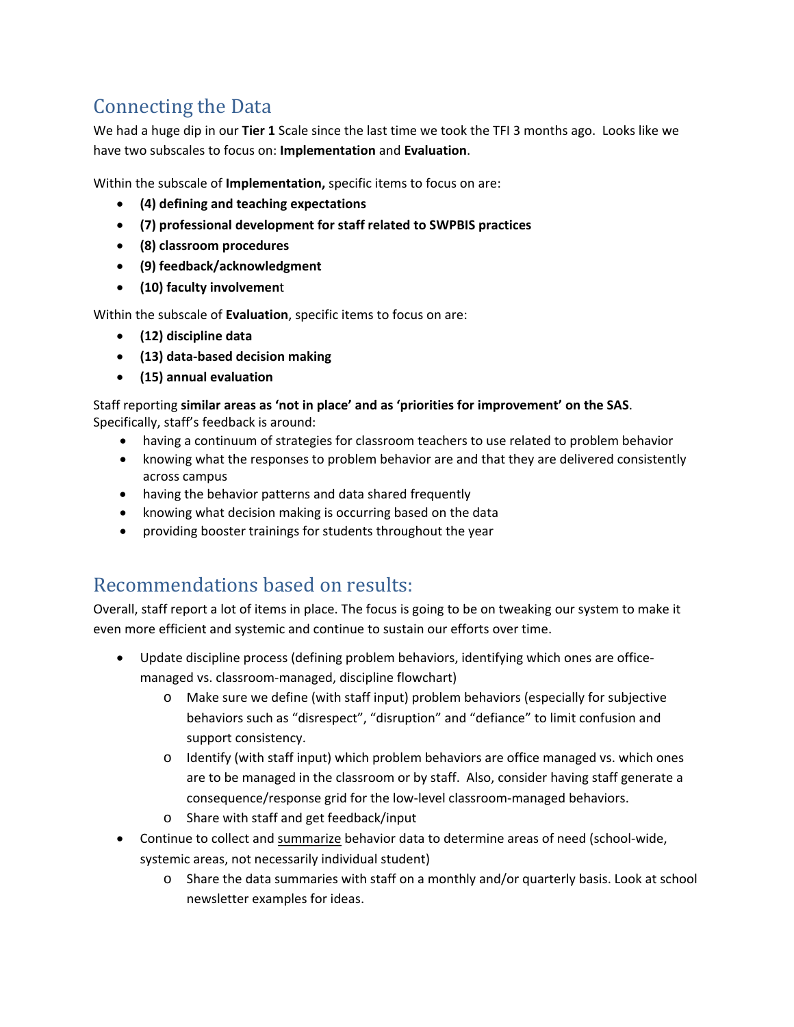## Connecting the Data

We had a huge dip in our **Tier 1** Scale since the last time we took the TFI 3 months ago. Looks like we have two subscales to focus on: **Implementation** and **Evaluation**.

Within the subscale of **Implementation,** specific items to focus on are:

- **(4) defining and teaching expectations**
- **(7) professional development for staff related to SWPBIS practices**
- **(8) classroom procedures**
- **(9) feedback/acknowledgment**
- **(10) faculty involvemen**t

Within the subscale of **Evaluation**, specific items to focus on are:

- **(12) discipline data**
- **(13) data-based decision making**
- **(15) annual evaluation**

Staff reporting **similar areas as 'not in place' and as 'priorities for improvement' on the SAS**. Specifically, staff's feedback is around:

- having a continuum of strategies for classroom teachers to use related to problem behavior
- knowing what the responses to problem behavior are and that they are delivered consistently across campus
- having the behavior patterns and data shared frequently
- knowing what decision making is occurring based on the data
- providing booster trainings for students throughout the year

## Recommendations based on results:

Overall, staff report a lot of items in place. The focus is going to be on tweaking our system to make it even more efficient and systemic and continue to sustain our efforts over time.

- Update discipline process (defining problem behaviors, identifying which ones are office-managed vs. classroom-managed, discipline flowchart)
  - Make sure we define (with staff input) problem behaviors (especially for subjective behaviors such as "disrespect", "disruption" and "defiance" to limit confusion and support consistency.
  - Identify (with staff input) which problem behaviors are office managed vs. which ones are to be managed in the classroom or by staff. Also, consider having staff generate a consequence/response grid for the low-level classroom-managed behaviors.
  - Share with staff and get feedback/input
- Continue to collect and summarize behavior data to determine areas of need (school-wide, systemic areas, not necessarily individual student)
  - Share the data summaries with staff on a monthly and/or quarterly basis. Look at school newsletter examples for ideas.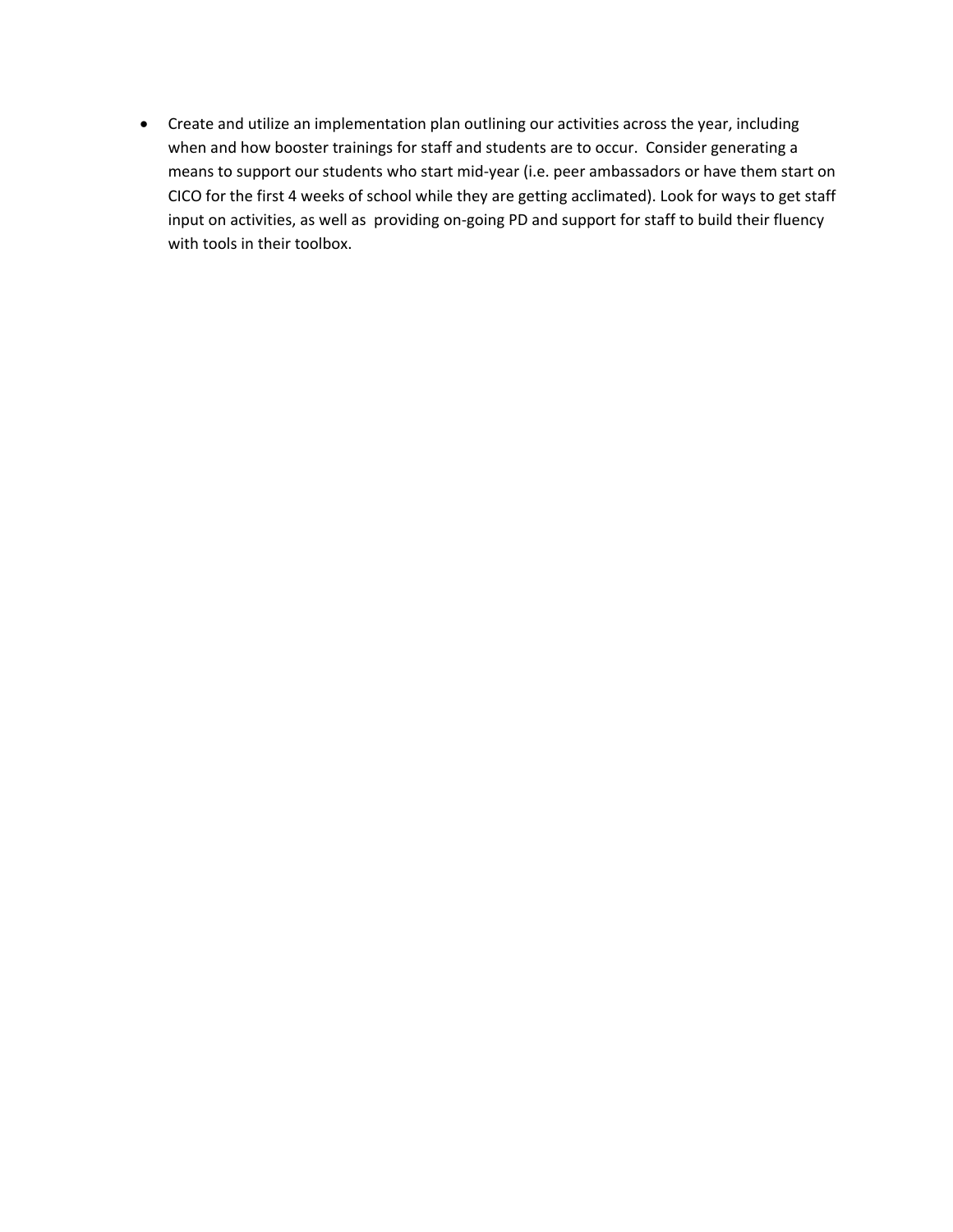- Create and utilize an implementation plan outlining our activities across the year, including when and how booster trainings for staff and students are to occur. Consider generating a means to support our students who start mid-year (i.e. peer ambassadors or have them start on CICO for the first 4 weeks of school while they are getting acclimated). Look for ways to get staff input on activities, as well as providing on-going PD and support for staff to build their fluency with tools in their toolbox.